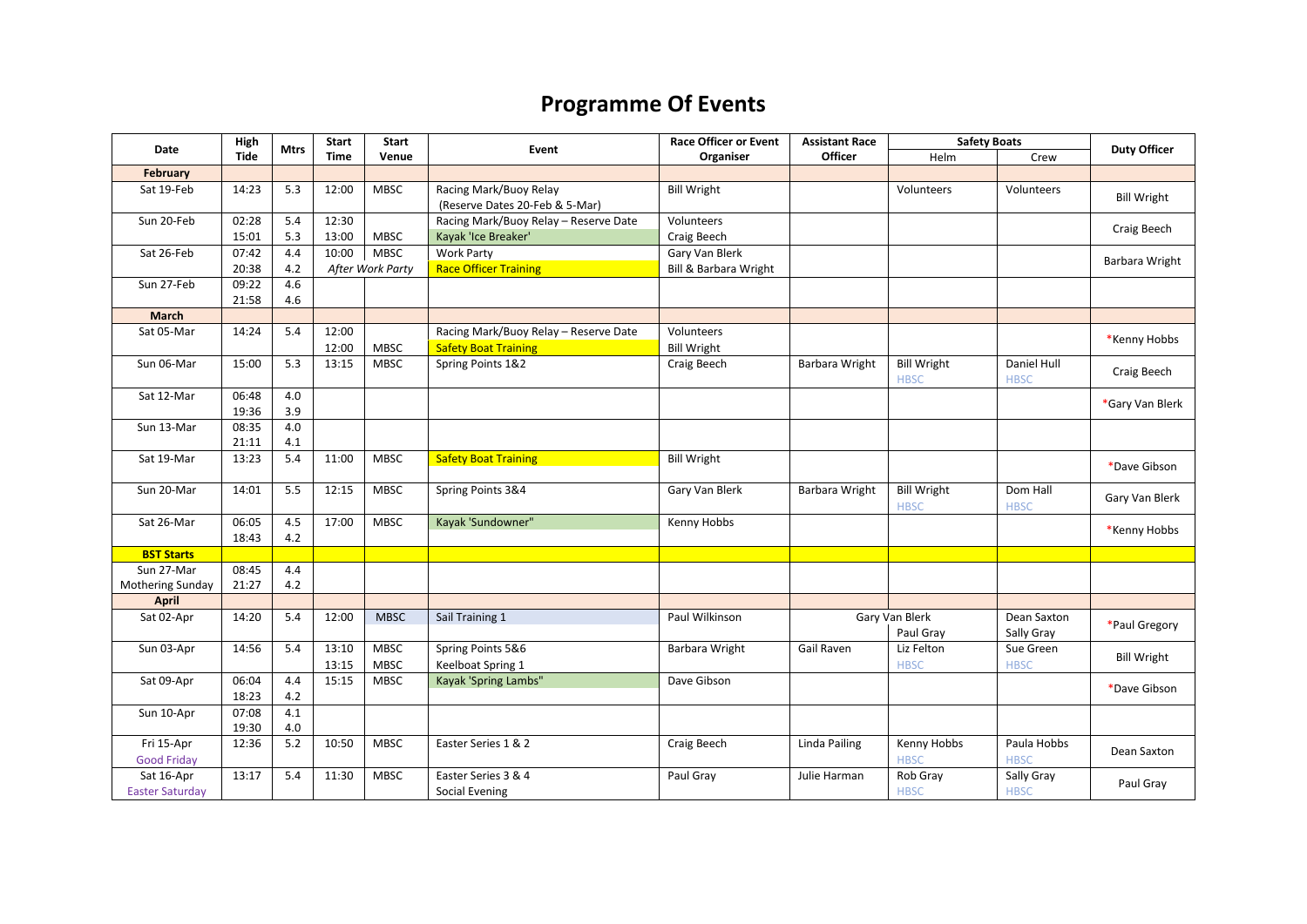# Programme Of Events

| Date | High Tide | Mtrs | Start Time | Start Venue | Event | Race Officer or Event Organiser | Assistant Race Officer | Safety Boats | | Duty Officer |
|---|---|---|---|---|---|---|---|---|---|---|
| | | | | | | | | Helm | Crew | |
| **February** | | | | | | | | | | |
| Sat 19-Feb | 14:23 | 5.3 | 12:00 | MBSC | Racing Mark/Buoy Relay (Reserve Dates 20-Feb & 5-Mar) | Bill Wright | | Volunteers | Volunteers | Bill Wright |
| Sun 20-Feb | 02:28<br>15:01 | 5.4<br>5.3 | 12:30<br>13:00 | <br>MBSC | Racing Mark/Buoy Relay – Reserve Date<br>Kayak 'Ice Breaker' | Volunteers<br>Craig Beech | | | | Craig Beech |
| Sat 26-Feb | 07:42<br>20:38 | 4.4<br>4.2 | 10:00<br>*After Work Party* | MBSC | Work Party<br>Race Officer Training | Gary Van Blerk<br>Bill & Barbara Wright | | | | Barbara Wright |
| Sun 27-Feb | 09:22<br>21:58 | 4.6<br>4.6 | | | | | | | | |
| **March** | | | | | | | | | | |
| Sat 05-Mar | 14:24 | 5.4 | 12:00<br>12:00 | <br>MBSC | Racing Mark/Buoy Relay – Reserve Date<br>Safety Boat Training | Volunteers<br>Bill Wright | | | | *Kenny Hobbs |
| Sun 06-Mar | 15:00 | 5.3 | 13:15 | MBSC | Spring Points 1&2 | Craig Beech | Barbara Wright | Bill Wright<br>HBSC | Daniel Hull<br>HBSC | Craig Beech |
| Sat 12-Mar | 06:48<br>19:36 | 4.0<br>3.9 | | | | | | | | *Gary Van Blerk |
| Sun 13-Mar | 08:35<br>21:11 | 4.0<br>4.1 | | | | | | | | |
| Sat 19-Mar | 13:23 | 5.4 | 11:00 | MBSC | Safety Boat Training | Bill Wright | | | | *Dave Gibson |
| Sun 20-Mar | 14:01 | 5.5 | 12:15 | MBSC | Spring Points 3&4 | Gary Van Blerk | Barbara Wright | Bill Wright<br>HBSC | Dom Hall<br>HBSC | Gary Van Blerk |
| Sat 26-Mar | 06:05<br>18:43 | 4.5<br>4.2 | 17:00 | MBSC | Kayak 'Sundowner" | Kenny Hobbs | | | | *Kenny Hobbs |
| **BST Starts** | | | | | | | | | | |
| Sun 27-Mar<br>Mothering Sunday | 08:45<br>21:27 | 4.4<br>4.2 | | | | | | | | |
| **April** | | | | | | | | | | |
| Sat 02-Apr | 14:20 | 5.4 | 12:00 | MBSC | Sail Training 1 | Paul Wilkinson | Gary Van Blerk | Paul Gray | Dean Saxton<br>Sally Gray | *Paul Gregory |
| Sun 03-Apr | 14:56 | 5.4 | 13:10<br>13:15 | MBSC<br>MBSC | Spring Points 5&6<br>Keelboat Spring 1 | Barbara Wright | Gail Raven | Liz Felton<br>HBSC | Sue Green<br>HBSC | Bill Wright |
| Sat 09-Apr | 06:04<br>18:23 | 4.4<br>4.2 | 15:15 | MBSC | Kayak 'Spring Lambs" | Dave Gibson | | | | *Dave Gibson |
| Sun 10-Apr | 07:08<br>19:30 | 4.1<br>4.0 | | | | | | | | |
| Fri 15-Apr<br>Good Friday | 12:36 | 5.2 | 10:50 | MBSC | Easter Series 1 & 2 | Craig Beech | Linda Pailing | Kenny Hobbs<br>HBSC | Paula Hobbs<br>HBSC | Dean Saxton |
| Sat 16-Apr<br>Easter Saturday | 13:17 | 5.4 | 11:30 | MBSC | Easter Series 3 & 4<br>Social Evening | Paul Gray | Julie Harman | Rob Gray<br>HBSC | Sally Gray<br>HBSC | Paul Gray |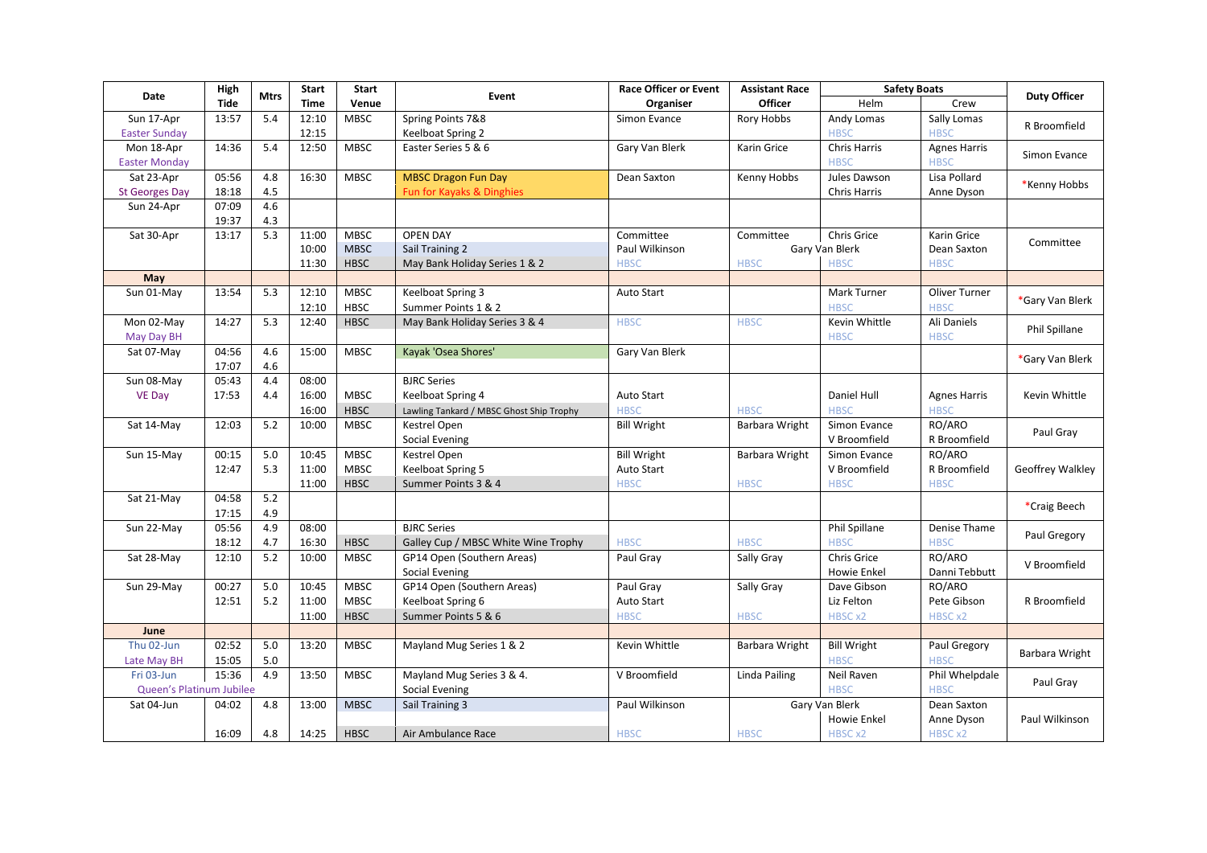| Date | High Tide | Mtrs | Start Time | Start Venue | Event | Race Officer or Event Organiser | Assistant Race Officer | Safety Boats | | Duty Officer |
|---|---|---|---|---|---|---|---|---|---|---|
| | | | | | | | | Helm | Crew | |
| Sun 17-Apr Easter Sunday | 13:57 | 5.4 | 12:10 12:15 | MBSC | Spring Points 7&8 Keelboat Spring 2 | Simon Evance | Rory Hobbs | Andy Lomas HBSC | Sally Lomas HBSC | R Broomfield |
| Mon 18-Apr Easter Monday | 14:36 | 5.4 | 12:50 | MBSC | Easter Series 5 & 6 | Gary Van Blerk | Karin Grice | Chris Harris HBSC | Agnes Harris HBSC | Simon Evance |
| Sat 23-Apr St Georges Day | 05:56 18:18 | 4.8 4.5 | 16:30 | MBSC | MBSC Dragon Fun Day Fun for Kayaks & Dinghies | Dean Saxton | Kenny Hobbs | Jules Dawson Chris Harris | Lisa Pollard Anne Dyson | *Kenny Hobbs |
| Sun 24-Apr | 07:09 19:37 | 4.6 4.3 | | | | | | | | |
| Sat 30-Apr | 13:17 | 5.3 | 11:00 10:00 11:30 | MBSC MBSC HBSC | OPEN DAY Sail Training 2 May Bank Holiday Series 1 & 2 | Committee Paul Wilkinson HBSC | Committee HBSC | Chris Grice Gary Van Blerk HBSC | Karin Grice Dean Saxton HBSC | Committee |
| **May** | | | | | | | | | | |
| Sun 01-May | 13:54 | 5.3 | 12:10 12:10 | MBSC HBSC | Keelboat Spring 3 Summer Points 1 & 2 | Auto Start | | Mark Turner HBSC | Oliver Turner HBSC | *Gary Van Blerk |
| Mon 02-May May Day BH | 14:27 | 5.3 | 12:40 | HBSC | May Bank Holiday Series 3 & 4 | HBSC | HBSC | Kevin Whittle HBSC | Ali Daniels HBSC | Phil Spillane |
| Sat 07-May | 04:56 17:07 | 4.6 4.6 | 15:00 | MBSC | Kayak 'Osea Shores' | Gary Van Blerk | | | | *Gary Van Blerk |
| Sun 08-May VE Day | 05:43 17:53 | 4.4 4.4 | 08:00 16:00 16:00 | MBSC HBSC | BJRC Series Keelboat Spring 4 Lawling Tankard / MBSC Ghost Ship Trophy | Auto Start HBSC | HBSC | Daniel Hull HBSC | Agnes Harris HBSC | Kevin Whittle |
| Sat 14-May | 12:03 | 5.2 | 10:00 | MBSC | Kestrel Open Social Evening | Bill Wright | Barbara Wright | Simon Evance V Broomfield | RO/ARO R Broomfield | Paul Gray |
| Sun 15-May | 00:15 12:47 | 5.0 5.3 | 10:45 11:00 11:00 | MBSC MBSC HBSC | Kestrel Open Keelboat Spring 5 Summer Points 3 & 4 | Bill Wright Auto Start HBSC | Barbara Wright HBSC | Simon Evance V Broomfield HBSC | RO/ARO R Broomfield HBSC | Geoffrey Walkley |
| Sat 21-May | 04:58 17:15 | 5.2 4.9 | | | | | | | | *Craig Beech |
| Sun 22-May | 05:56 18:12 | 4.9 4.7 | 08:00 16:30 | HBSC | BJRC Series Galley Cup / MBSC White Wine Trophy | HBSC | HBSC | Phil Spillane HBSC | Denise Thame HBSC | Paul Gregory |
| Sat 28-May | 12:10 | 5.2 | 10:00 | MBSC | GP14 Open (Southern Areas) Social Evening | Paul Gray | Sally Gray | Chris Grice Howie Enkel | RO/ARO Danni Tebbutt | V Broomfield |
| Sun 29-May | 00:27 12:51 | 5.0 5.2 | 10:45 11:00 11:00 | MBSC MBSC HBSC | GP14 Open (Southern Areas) Keelboat Spring 6 Summer Points 5 & 6 | Paul Gray Auto Start HBSC | Sally Gray HBSC | Dave Gibson Liz Felton HBSC x2 | RO/ARO Pete Gibson HBSC x2 | R Broomfield |
| **June** | | | | | | | | | | |
| Thu 02-Jun Late May BH | 02:52 15:05 | 5.0 5.0 | 13:20 | MBSC | Mayland Mug Series 1 & 2 | Kevin Whittle | Barbara Wright | Bill Wright HBSC | Paul Gregory HBSC | Barbara Wright |
| Fri 03-Jun Queen's Platinum Jubilee | 15:36 | 4.9 | 13:50 | MBSC | Mayland Mug Series 3 & 4. Social Evening | V Broomfield | Linda Pailing | Neil Raven HBSC | Phil Whelpdale HBSC | Paul Gray |
| Sat 04-Jun | 04:02 16:09 | 4.8 4.8 | 13:00 14:25 | MBSC HBSC | Sail Training 3 Air Ambulance Race | Paul Wilkinson HBSC | HBSC | Gary Van Blerk Howie Enkel HBSC x2 | Dean Saxton Anne Dyson HBSC x2 | Paul Wilkinson |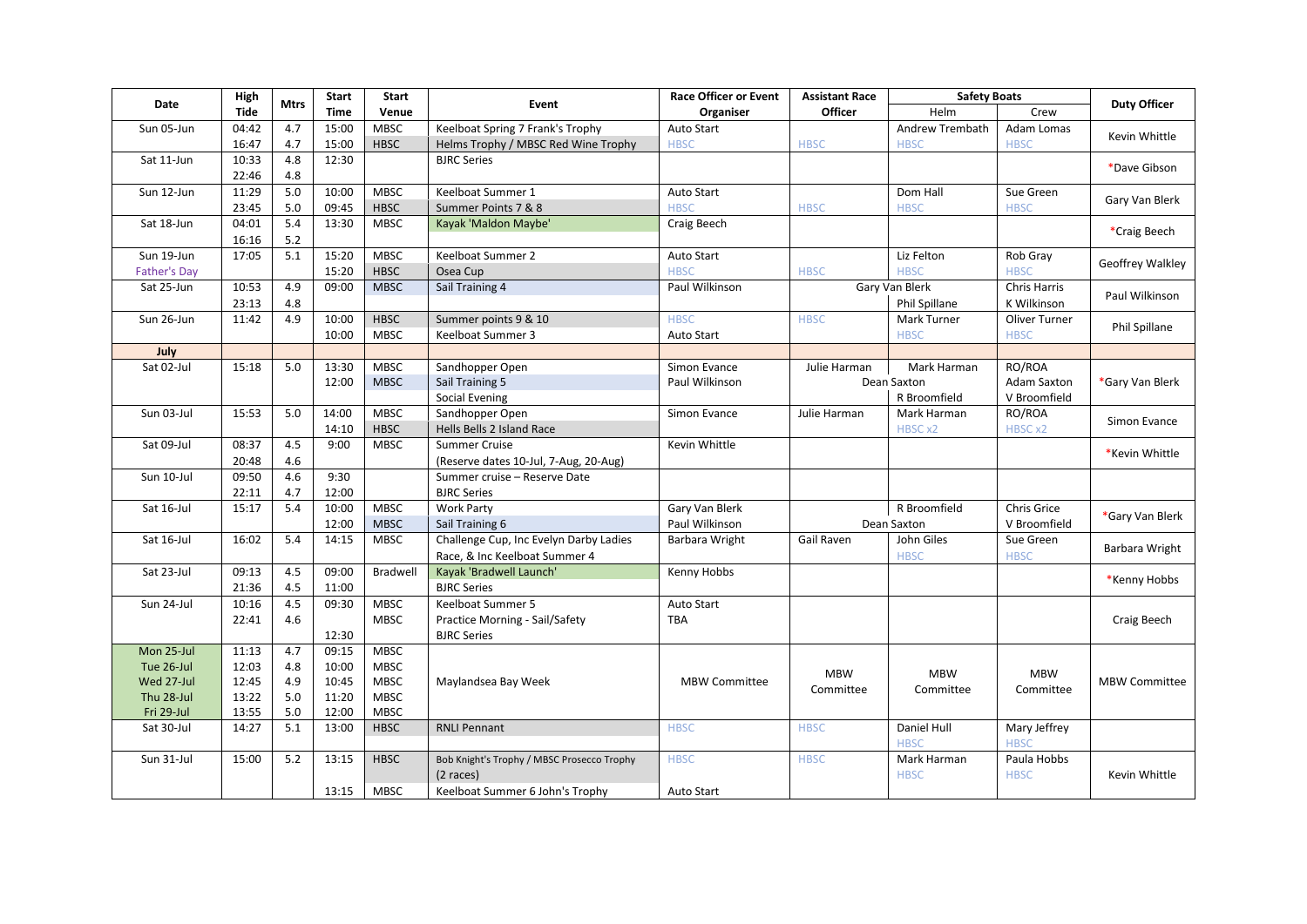| Date | High Tide | Mtrs | Start Time | Start Venue | Event | Race Officer or Event Organiser | Assistant Race Officer | Safety Boats | | Duty Officer |
|---|---|---|---|---|---|---|---|---|---|---|
| | | | | | | | | Helm | Crew | |
| Sun 05-Jun | 04:42 | 4.7 | 15:00 | MBSC | Keelboat Spring 7 Frank's Trophy | Auto Start | | Andrew Trembath | Adam Lomas | Kevin Whittle |
| | 16:47 | 4.7 | 15:00 | HBSC | Helms Trophy / MBSC Red Wine Trophy | HBSC | HBSC | HBSC | HBSC | |
| Sat 11-Jun | 10:33 | 4.8 | 12:30 | | BJRC Series | | | | | *Dave Gibson |
| | 22:46 | 4.8 | | | | | | | | |
| Sun 12-Jun | 11:29 | 5.0 | 10:00 | MBSC | Keelboat Summer 1 | Auto Start | | Dom Hall | Sue Green | Gary Van Blerk |
| | 23:45 | 5.0 | 09:45 | HBSC | Summer Points 7 & 8 | HBSC | HBSC | HBSC | HBSC | |
| Sat 18-Jun | 04:01 | 5.4 | 13:30 | MBSC | Kayak 'Maldon Maybe' | Craig Beech | | | | *Craig Beech |
| | 16:16 | 5.2 | | | | | | | | |
| Sun 19-Jun | 17:05 | 5.1 | 15:20 | MBSC | Keelboat Summer 2 | Auto Start | | Liz Felton | Rob Gray | Geoffrey Walkley |
| Father's Day | | | 15:20 | HBSC | Osea Cup | HBSC | HBSC | HBSC | HBSC | |
| Sat 25-Jun | 10:53 | 4.9 | 09:00 | MBSC | Sail Training 4 | Paul Wilkinson | Gary Van Blerk | | Chris Harris | Paul Wilkinson |
| | 23:13 | 4.8 | | | | | | Phil Spillane | K Wilkinson | |
| Sun 26-Jun | 11:42 | 4.9 | 10:00 | HBSC | Summer points 9 & 10 | HBSC | HBSC | Mark Turner | Oliver Turner | Phil Spillane |
| | | | 10:00 | MBSC | Keelboat Summer 3 | Auto Start | | HBSC | HBSC | |
| **July** | | | | | | | | | | |
| Sat 02-Jul | 15:18 | 5.0 | 13:30 | MBSC | Sandhopper Open | Simon Evance | Julie Harman | Mark Harman | RO/ROA | *Gary Van Blerk |
| | | | 12:00 | MBSC | Sail Training 5 | Paul Wilkinson | Dean Saxton | | Adam Saxton | |
| | | | | | Social Evening | | | R Broomfield | V Broomfield | |
| Sun 03-Jul | 15:53 | 5.0 | 14:00 | MBSC | Sandhopper Open | Simon Evance | Julie Harman | Mark Harman | RO/ROA | Simon Evance |
| | | | 14:10 | HBSC | Hells Bells 2 Island Race | | | HBSC x2 | HBSC x2 | |
| Sat 09-Jul | 08:37 | 4.5 | 9:00 | MBSC | Summer Cruise | Kevin Whittle | | | | *Kevin Whittle |
| | 20:48 | 4.6 | | | (Reserve dates 10-Jul, 7-Aug, 20-Aug) | | | | | |
| Sun 10-Jul | 09:50 | 4.6 | 9:30 | | Summer cruise – Reserve Date | | | | | |
| | 22:11 | 4.7 | 12:00 | | BJRC Series | | | | | |
| Sat 16-Jul | 15:17 | 5.4 | 10:00 | MBSC | Work Party | Gary Van Blerk | | R Broomfield | Chris Grice | *Gary Van Blerk |
| | | | 12:00 | MBSC | Sail Training 6 | Paul Wilkinson | Dean Saxton | | V Broomfield | |
| Sat 16-Jul | 16:02 | 5.4 | 14:15 | MBSC | Challenge Cup, Inc Evelyn Darby Ladies Race, & Inc Keelboat Summer 4 | Barbara Wright | Gail Raven | John Giles | Sue Green | Barbara Wright |
| | | | | | | | | HBSC | HBSC | |
| Sat 23-Jul | 09:13 | 4.5 | 09:00 | Bradwell | Kayak 'Bradwell Launch' | Kenny Hobbs | | | | *Kenny Hobbs |
| | 21:36 | 4.5 | 11:00 | | BJRC Series | | | | | |
| Sun 24-Jul | 10:16 | 4.5 | 09:30 | MBSC | Keelboat Summer 5 | Auto Start | | | | Craig Beech |
| | 22:41 | 4.6 | | MBSC | Practice Morning - Sail/Safety | TBA | | | | |
| | | | 12:30 | | BJRC Series | | | | | |
| Mon 25-Jul | 11:13 | 4.7 | 09:15 | MBSC | Maylandsea Bay Week | MBW Committee | MBW Committee | MBW Committee | MBW Committee | MBW Committee |
| Tue 26-Jul | 12:03 | 4.8 | 10:00 | MBSC | | | | | | |
| Wed 27-Jul | 12:45 | 4.9 | 10:45 | MBSC | | | | | | |
| Thu 28-Jul | 13:22 | 5.0 | 11:20 | MBSC | | | | | | |
| Fri 29-Jul | 13:55 | 5.0 | 12:00 | MBSC | | | | | | |
| Sat 30-Jul | 14:27 | 5.1 | 13:00 | HBSC | RNLI Pennant | HBSC | HBSC | Daniel Hull | Mary Jeffrey | |
| | | | | | | | | HBSC | HBSC | |
| Sun 31-Jul | 15:00 | 5.2 | 13:15 | HBSC | Bob Knight's Trophy / MBSC Prosecco Trophy (2 races) | HBSC | HBSC | Mark Harman | Paula Hobbs | Kevin Whittle |
| | | | | | | | | HBSC | HBSC | |
| | | | 13:15 | MBSC | Keelboat Summer 6 John's Trophy | Auto Start | | | | |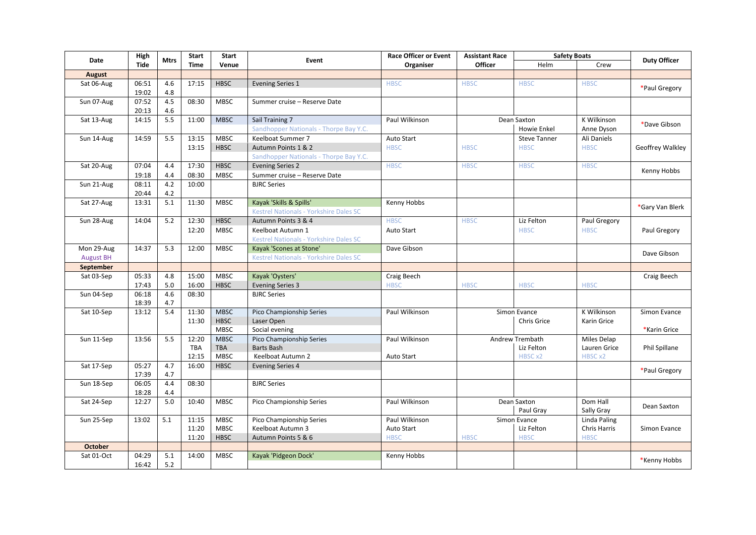| Date | High Tide | Mtrs | Start Time | Start Venue | Event | Race Officer or Event Organiser | Assistant Race Officer | Safety Boats | | Duty Officer |
|---|---|---|---|---|---|---|---|---|---|---|
| | | | | | | | | Helm | Crew | |
| **August** | | | | | | | | | | |
| Sat 06-Aug | 06:51<br>19:02 | 4.6<br>4.8 | 17:15 | HBSC | Evening Series 1 | HBSC | HBSC | HBSC | HBSC | *Paul Gregory |
| Sun 07-Aug | 07:52<br>20:13 | 4.5<br>4.6 | 08:30 | MBSC | Summer cruise – Reserve Date | | | | | |
| Sat 13-Aug | 14:15 | 5.5 | 11:00 | MBSC | Sail Training 7<br>Sandhopper Nationals - Thorpe Bay Y.C. | Paul Wilkinson | Dean Saxton | Howie Enkel | K Wilkinson<br>Anne Dyson | *Dave Gibson |
| Sun 14-Aug | 14:59 | 5.5 | 13:15<br>13:15 | MBSC<br>HBSC | Keelboat Summer 7<br>Autumn Points 1 & 2<br>Sandhopper Nationals - Thorpe Bay Y.C. | Auto Start<br>HBSC | HBSC | Steve Tanner<br>HBSC | Ali Daniels<br>HBSC | Geoffrey Walkley |
| Sat 20-Aug | 07:04<br>19:18 | 4.4<br>4.4 | 17:30<br>08:30 | HBSC<br>MBSC | Evening Series 2<br>Summer cruise – Reserve Date | HBSC | HBSC | HBSC | HBSC | Kenny Hobbs |
| Sun 21-Aug | 08:11<br>20:44 | 4.2<br>4.2 | 10:00 | | BJRC Series | | | | | |
| Sat 27-Aug | 13:31 | 5.1 | 11:30 | MBSC | Kayak 'Skills & Spills'<br>Kestrel Nationals - Yorkshire Dales SC | Kenny Hobbs | | | | *Gary Van Blerk |
| Sun 28-Aug | 14:04 | 5.2 | 12:30<br>12:20 | HBSC<br>MBSC | Autumn Points 3 & 4<br>Keelboat Autumn 1<br>Kestrel Nationals - Yorkshire Dales SC | HBSC<br>Auto Start | HBSC | Liz Felton<br>HBSC | Paul Gregory<br>HBSC | Paul Gregory |
| Mon 29-Aug<br>August BH | 14:37 | 5.3 | 12:00 | MBSC | Kayak 'Scones at Stone'<br>Kestrel Nationals - Yorkshire Dales SC | Dave Gibson | | | | Dave Gibson |
| **September** | | | | | | | | | | |
| Sat 03-Sep | 05:33<br>17:43 | 4.8<br>5.0 | 15:00<br>16:00 | MBSC<br>HBSC | Kayak 'Oysters'<br>Evening Series 3 | Craig Beech<br>HBSC | HBSC | HBSC | HBSC | Craig Beech |
| Sun 04-Sep | 06:18<br>18:39 | 4.6<br>4.7 | 08:30 | | BJRC Series | | | | | |
| Sat 10-Sep | 13:12 | 5.4 | 11:30<br>11:30 | MBSC<br>HBSC<br>MBSC | Pico Championship Series<br>Laser Open<br>Social evening | Paul Wilkinson | Simon Evance | Chris Grice | K Wilkinson<br>Karin Grice | Simon Evance<br>*Karin Grice |
| Sun 11-Sep | 13:56 | 5.5 | 12:20<br>TBA<br>12:15 | MBSC<br>TBA<br>MBSC | Pico Championship Series<br>Barts Bash<br>Keelboat Autumn 2 | Paul Wilkinson<br><br>Auto Start | Andrew Trembath | Liz Felton<br>HBSC x2 | Miles Delap<br>Lauren Grice<br>HBSC x2 | Phil Spillane |
| Sat 17-Sep | 05:27<br>17:39 | 4.7<br>4.7 | 16:00 | HBSC | Evening Series 4 | | | | | *Paul Gregory |
| Sun 18-Sep | 06:05<br>18:28 | 4.4<br>4.4 | 08:30 | | BJRC Series | | | | | |
| Sat 24-Sep | 12:27 | 5.0 | 10:40 | MBSC | Pico Championship Series | Paul Wilkinson | Dean Saxton | Paul Gray | Dom Hall<br>Sally Gray | Dean Saxton |
| Sun 25-Sep | 13:02 | 5.1 | 11:15<br>11:20<br>11:20 | MBSC<br>MBSC<br>HBSC | Pico Championship Series<br>Keelboat Autumn 3<br>Autumn Points 5 & 6 | Paul Wilkinson<br>Auto Start<br>HBSC | Simon Evance<br><br>HBSC | Liz Felton<br>HBSC | Linda Paling<br>Chris Harris<br>HBSC | Simon Evance |
| **October** | | | | | | | | | | |
| Sat 01-Oct | 04:29<br>16:42 | 5.1<br>5.2 | 14:00 | MBSC | Kayak 'Pidgeon Dock' | Kenny Hobbs | | | | *Kenny Hobbs |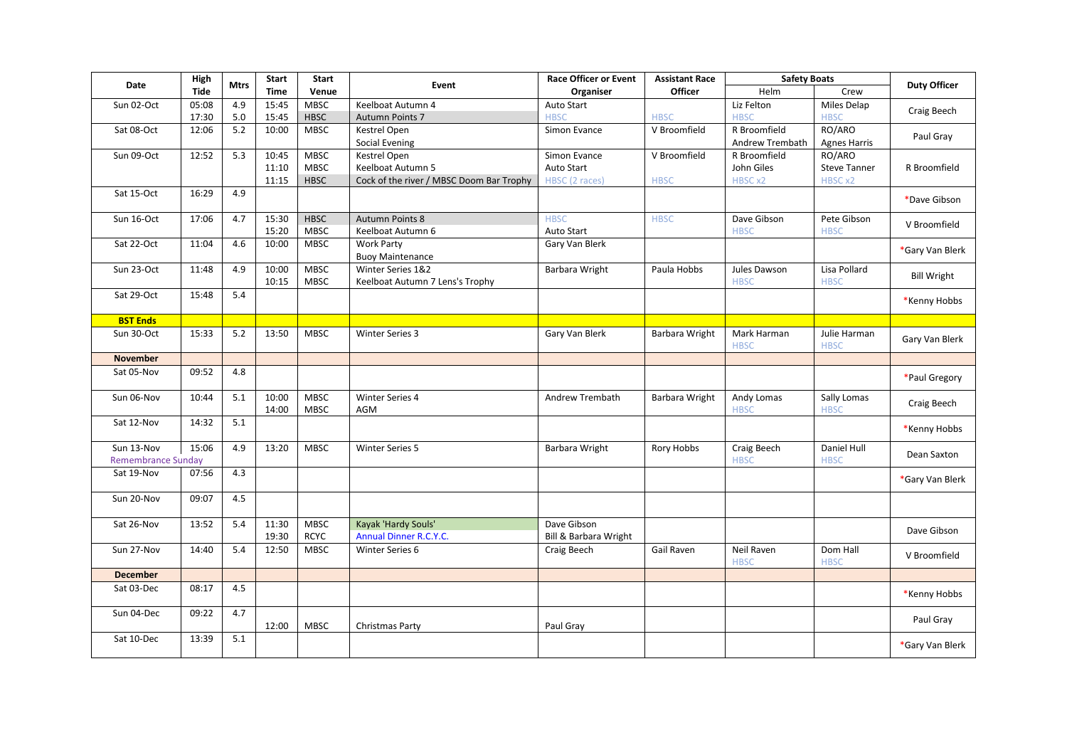| Date | High Tide | Mtrs | Start Time | Start Venue | Event | Race Officer or Event Organiser | Assistant Race Officer | Safety Boats | | Duty Officer |
|---|---|---|---|---|---|---|---|---|---|---|
| | | | | | | | | Helm | Crew | |
| Sun 02-Oct | 05:08<br>17:30 | 4.9<br>5.0 | 15:45<br>15:45 | MBSC<br>HBSC | Keelboat Autumn 4<br>Autumn Points 7 | Auto Start<br>HBSC | <br>HBSC | Liz Felton<br>HBSC | Miles Delap<br>HBSC | Craig Beech |
| Sat 08-Oct | 12:06 | 5.2 | 10:00 | MBSC | Kestrel Open<br>Social Evening | Simon Evance | V Broomfield | R Broomfield<br>Andrew Trembath | RO/ARO<br>Agnes Harris | Paul Gray |
| Sun 09-Oct | 12:52 | 5.3 | 10:45<br>11:10<br>11:15 | MBSC<br>MBSC<br>HBSC | Kestrel Open<br>Keelboat Autumn 5<br>Cock of the river / MBSC Doom Bar Trophy | Simon Evance<br>Auto Start<br>HBSC (2 races) | V Broomfield<br><br>HBSC | R Broomfield<br>John Giles<br>HBSC x2 | RO/ARO<br>Steve Tanner<br>HBSC x2 | R Broomfield |
| Sat 15-Oct | 16:29 | 4.9 | | | | | | | | *Dave Gibson |
| Sun 16-Oct | 17:06 | 4.7 | 15:30<br>15:20 | HBSC<br>MBSC | Autumn Points 8<br>Keelboat Autumn 6 | HBSC<br>Auto Start | HBSC | Dave Gibson<br>HBSC | Pete Gibson<br>HBSC | V Broomfield |
| Sat 22-Oct | 11:04 | 4.6 | 10:00 | MBSC | Work Party<br>Buoy Maintenance | Gary Van Blerk | | | | *Gary Van Blerk |
| Sun 23-Oct | 11:48 | 4.9 | 10:00<br>10:15 | MBSC<br>MBSC | Winter Series 1&2<br>Keelboat Autumn 7 Lens's Trophy | Barbara Wright | Paula Hobbs | Jules Dawson<br>HBSC | Lisa Pollard<br>HBSC | Bill Wright |
| Sat 29-Oct | 15:48 | 5.4 | | | | | | | | *Kenny Hobbs |
| **BST Ends** | | | | | | | | | | |
| Sun 30-Oct | 15:33 | 5.2 | 13:50 | MBSC | Winter Series 3 | Gary Van Blerk | Barbara Wright | Mark Harman<br>HBSC | Julie Harman<br>HBSC | Gary Van Blerk |
| **November** | | | | | | | | | | |
| Sat 05-Nov | 09:52 | 4.8 | | | | | | | | *Paul Gregory |
| Sun 06-Nov | 10:44 | 5.1 | 10:00<br>14:00 | MBSC<br>MBSC | Winter Series 4<br>AGM | Andrew Trembath | Barbara Wright | Andy Lomas<br>HBSC | Sally Lomas<br>HBSC | Craig Beech |
| Sat 12-Nov | 14:32 | 5.1 | | | | | | | | *Kenny Hobbs |
| Sun 13-Nov<br>Remembrance Sunday | 15:06 | 4.9 | 13:20 | MBSC | Winter Series 5 | Barbara Wright | Rory Hobbs | Craig Beech<br>HBSC | Daniel Hull<br>HBSC | Dean Saxton |
| Sat 19-Nov | 07:56 | 4.3 | | | | | | | | *Gary Van Blerk |
| Sun 20-Nov | 09:07 | 4.5 | | | | | | | | |
| Sat 26-Nov | 13:52 | 5.4 | 11:30<br>19:30 | MBSC<br>RCYC | Kayak 'Hardy Souls'<br>Annual Dinner R.C.Y.C. | Dave Gibson<br>Bill & Barbara Wright | | | | Dave Gibson |
| Sun 27-Nov | 14:40 | 5.4 | 12:50 | MBSC | Winter Series 6 | Craig Beech | Gail Raven | Neil Raven<br>HBSC | Dom Hall<br>HBSC | V Broomfield |
| **December** | | | | | | | | | | |
| Sat 03-Dec | 08:17 | 4.5 | | | | | | | | *Kenny Hobbs |
| Sun 04-Dec | 09:22 | 4.7 | 12:00 | MBSC | Christmas Party | Paul Gray | | | | Paul Gray |
| Sat 10-Dec | 13:39 | 5.1 | | | | | | | | *Gary Van Blerk |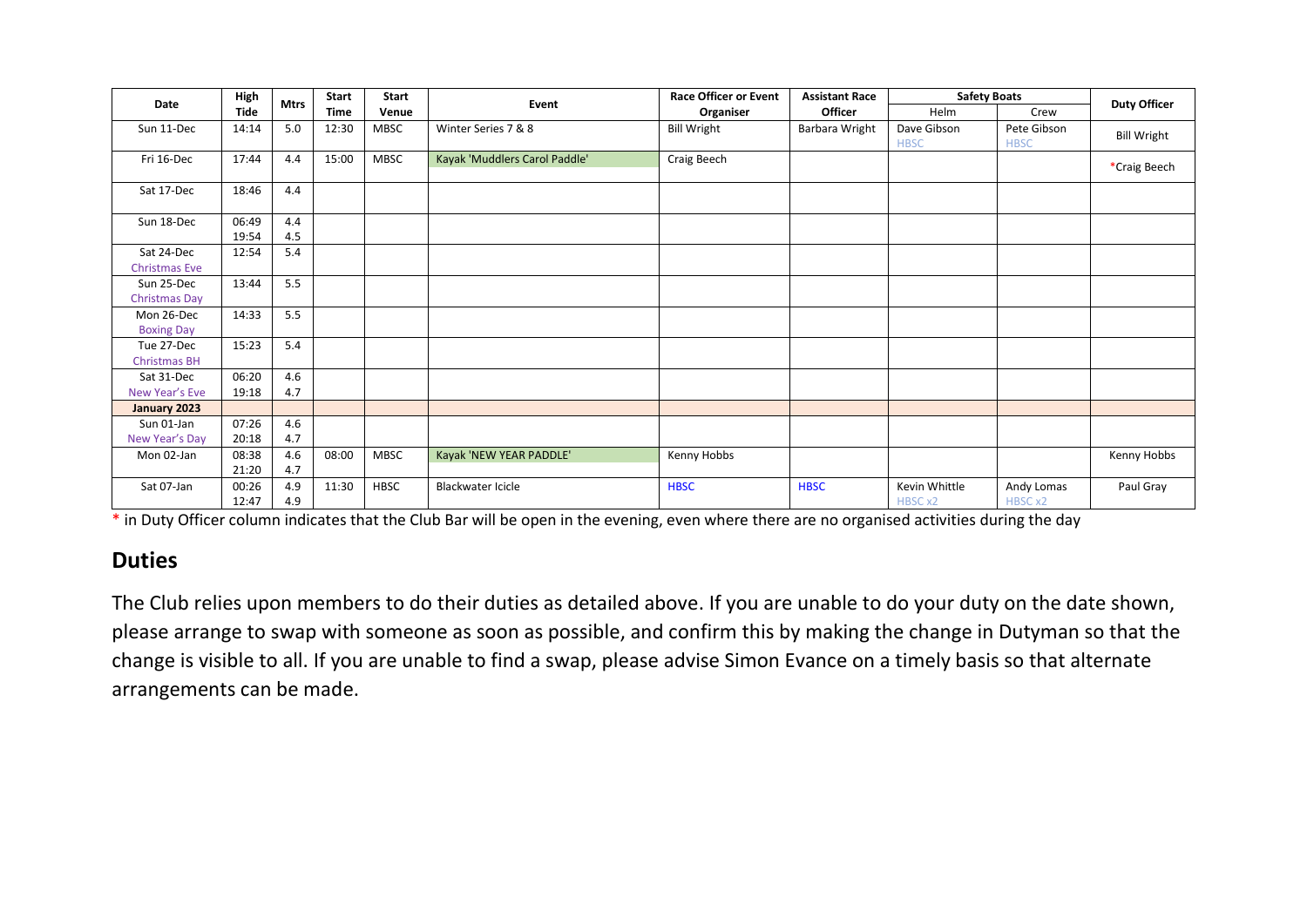| Date | High Tide | Mtrs | Start Time | Start Venue | Event | Race Officer or Event Organiser | Assistant Race Officer | Safety Boats | | Duty Officer |
|---|---|---|---|---|---|---|---|---|---|---|
| | | | | | | | | Helm | Crew | |
| Sun 11-Dec | 14:14 | 5.0 | 12:30 | MBSC | Winter Series 7 & 8 | Bill Wright | Barbara Wright | Dave Gibson HBSC | Pete Gibson HBSC | Bill Wright |
| Fri 16-Dec | 17:44 | 4.4 | 15:00 | MBSC | Kayak 'Muddlers Carol Paddle' | Craig Beech | | | | *Craig Beech |
| Sat 17-Dec | 18:46 | 4.4 | | | | | | | | |
| Sun 18-Dec | 06:49 19:54 | 4.4 4.5 | | | | | | | | |
| Sat 24-Dec Christmas Eve | 12:54 | 5.4 | | | | | | | | |
| Sun 25-Dec Christmas Day | 13:44 | 5.5 | | | | | | | | |
| Mon 26-Dec Boxing Day | 14:33 | 5.5 | | | | | | | | |
| Tue 27-Dec Christmas BH | 15:23 | 5.4 | | | | | | | | |
| Sat 31-Dec New Year's Eve | 06:20 19:18 | 4.6 4.7 | | | | | | | | |
| **January 2023** | | | | | | | | | | |
| Sun 01-Jan New Year's Day | 07:26 20:18 | 4.6 4.7 | | | | | | | | |
| Mon 02-Jan | 08:38 21:20 | 4.6 4.7 | 08:00 | MBSC | Kayak 'NEW YEAR PADDLE' | Kenny Hobbs | | | | Kenny Hobbs |
| Sat 07-Jan | 00:26 12:47 | 4.9 4.9 | 11:30 | HBSC | Blackwater Icicle | HBSC | HBSC | Kevin Whittle HBSC x2 | Andy Lomas HBSC x2 | Paul Gray |

* in Duty Officer column indicates that the Club Bar will be open in the evening, even where there are no organised activities during the day

## Duties

The Club relies upon members to do their duties as detailed above. If you are unable to do your duty on the date shown, please arrange to swap with someone as soon as possible, and confirm this by making the change in Dutyman so that the change is visible to all. If you are unable to find a swap, please advise Simon Evance on a timely basis so that alternate arrangements can be made.